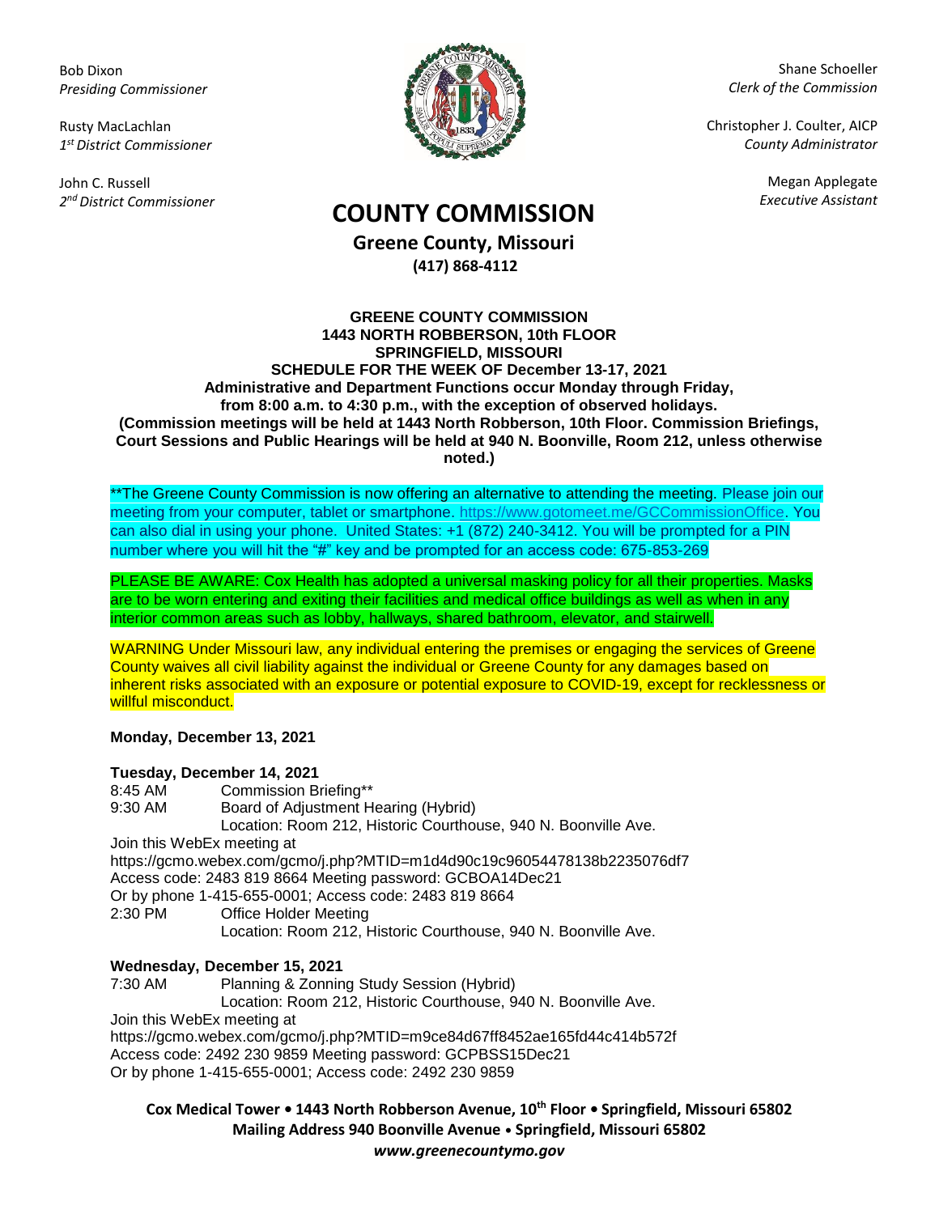Bob Dixon
*Presiding Commissioner*

Rusty MacLachlan
*1st District Commissioner*

John C. Russell
*2nd District Commissioner*

Shane Schoeller
*Clerk of the Commission*

Christopher J. Coulter, AICP
*County Administrator*

Megan Applegate
*Executive Assistant*

# COUNTY COMMISSION

## Greene County, Missouri

**(417) 868-4112**

**GREENE COUNTY COMMISSION**
**1443 NORTH ROBBERSON, 10th FLOOR**
**SPRINGFIELD, MISSOURI**
**SCHEDULE FOR THE WEEK OF December 13-17, 2021**
**Administrative and Department Functions occur Monday through Friday, from 8:00 a.m. to 4:30 p.m., with the exception of observed holidays.**
**(Commission meetings will be held at 1443 North Robberson, 10th Floor. Commission Briefings, Court Sessions and Public Hearings will be held at 940 N. Boonville, Room 212, unless otherwise noted.)**

**The Greene County Commission is now offering an alternative to attending the meeting. Please join our meeting from your computer, tablet or smartphone. https://www.gotomeet.me/GCCommissionOffice. You can also dial in using your phone. United States: +1 (872) 240-3412. You will be prompted for a PIN number where you will hit the "#" key and be prompted for an access code: 675-853-269

PLEASE BE AWARE: Cox Health has adopted a universal masking policy for all their properties. Masks are to be worn entering and exiting their facilities and medical office buildings as well as when in any interior common areas such as lobby, hallways, shared bathroom, elevator, and stairwell.

WARNING Under Missouri law, any individual entering the premises or engaging the services of Greene County waives all civil liability against the individual or Greene County for any damages based on inherent risks associated with an exposure or potential exposure to COVID-19, except for recklessness or willful misconduct.

**Monday, December 13, 2021**

**Tuesday, December 14, 2021**

8:45 AM Commission Briefing**

9:30 AM Board of Adjustment Hearing (Hybrid)
Location: Room 212, Historic Courthouse, 940 N. Boonville Ave.

Join this WebEx meeting at
https://gcmo.webex.com/gcmo/j.php?MTID=m1d4d90c19c96054478138b2235076df7
Access code: 2483 819 8664 Meeting password: GCBOA14Dec21
Or by phone 1-415-655-0001; Access code: 2483 819 8664

2:30 PM Office Holder Meeting
Location: Room 212, Historic Courthouse, 940 N. Boonville Ave.

**Wednesday, December 15, 2021**

7:30 AM Planning & Zonning Study Session (Hybrid)
Location: Room 212, Historic Courthouse, 940 N. Boonville Ave.

Join this WebEx meeting at
https://gcmo.webex.com/gcmo/j.php?MTID=m9ce84d67ff8452ae165fd44c414b572f
Access code: 2492 230 9859 Meeting password: GCPBSS15Dec21
Or by phone 1-415-655-0001; Access code: 2492 230 9859

**Cox Medical Tower • 1443 North Robberson Avenue, 10th Floor • Springfield, Missouri 65802**
**Mailing Address 940 Boonville Avenue • Springfield, Missouri 65802**
***www.greenecountymo.gov***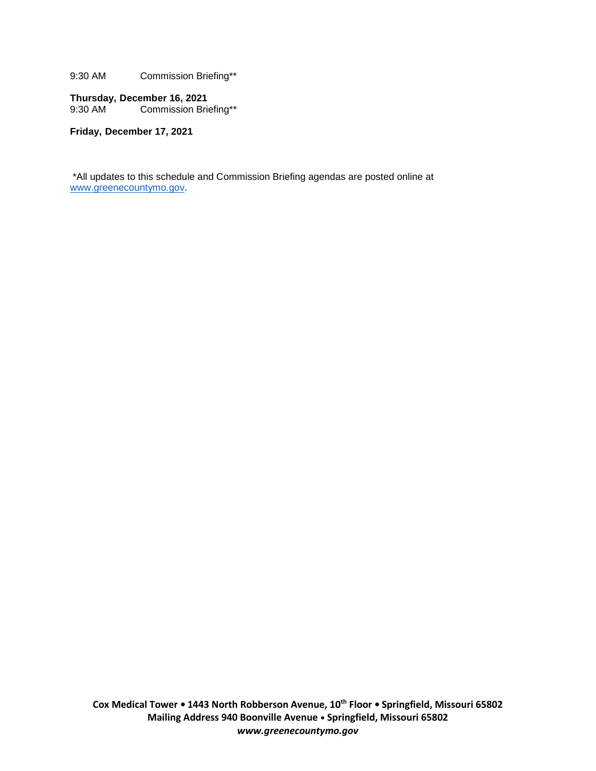9:30 AM Commission Briefing**

**Thursday, December 16, 2021**
9:30 AM Commission Briefing**

**Friday, December 17, 2021**

*All updates to this schedule and Commission Briefing agendas are posted online at www.greenecountymo.gov.

**Cox Medical Tower • 1443 North Robberson Avenue, 10th Floor • Springfield, Missouri 65802**
**Mailing Address 940 Boonville Avenue • Springfield, Missouri 65802**
***www.greenecountymo.gov***